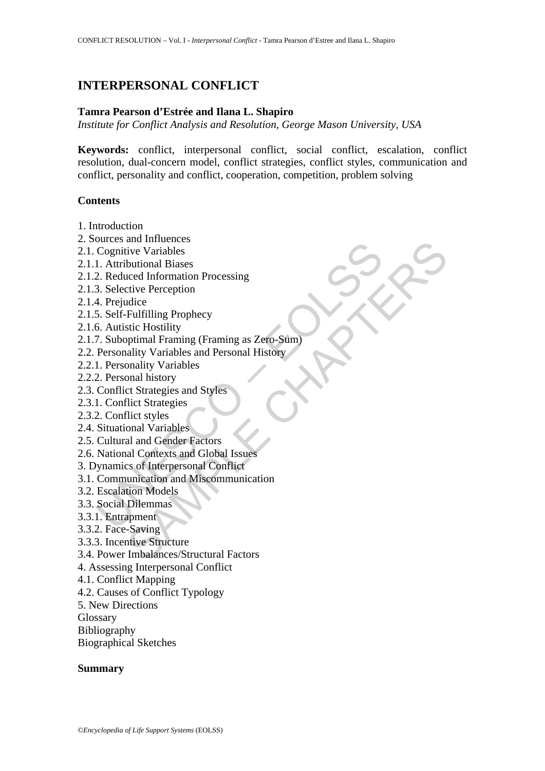# INTERPERSONAL CONFLICT

**Tamra Pearson d'Estrée and Ilana L. Shapiro**

*Institute for Conflict Analysis and Resolution, George Mason University, USA*

**Keywords:** conflict, interpersonal conflict, social conflict, escalation, conflict resolution, dual-concern model, conflict strategies, conflict styles, communication and conflict, personality and conflict, cooperation, competition, problem solving

## Contents

1. Introduction
2. Sources and Influences
2.1. Cognitive Variables
2.1.1. Attributional Biases
2.1.2. Reduced Information Processing
2.1.3. Selective Perception
2.1.4. Prejudice
2.1.5. Self-Fulfilling Prophecy
2.1.6. Autistic Hostility
2.1.7. Suboptimal Framing (Framing as Zero-Sum)
2.2. Personality Variables and Personal History
2.2.1. Personality Variables
2.2.2. Personal history
2.3. Conflict Strategies and Styles
2.3.1. Conflict Strategies
2.3.2. Conflict styles
2.4. Situational Variables
2.5. Cultural and Gender Factors
2.6. National Contexts and Global Issues
3. Dynamics of Interpersonal Conflict
3.1. Communication and Miscommunication
3.2. Escalation Models
3.3. Social Dilemmas
3.3.1. Entrapment
3.3.2. Face-Saving
3.3.3. Incentive Structure
3.4. Power Imbalances/Structural Factors
4. Assessing Interpersonal Conflict
4.1. Conflict Mapping
4.2. Causes of Conflict Typology
5. New Directions
Glossary
Bibliography
Biographical Sketches

## Summary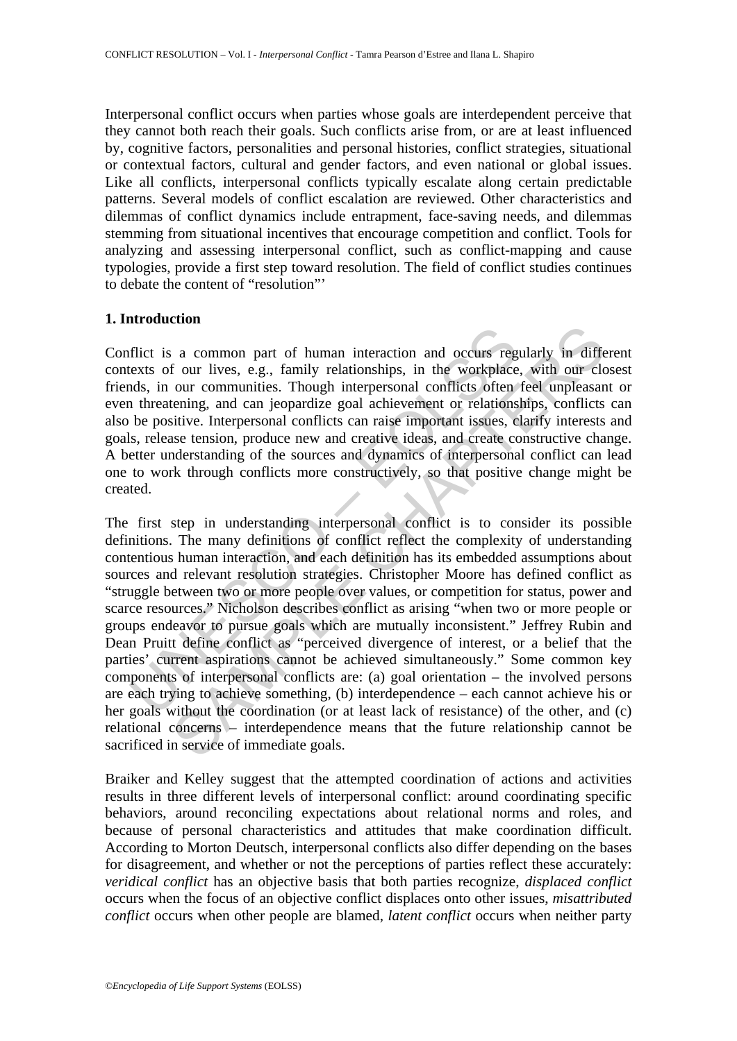Interpersonal conflict occurs when parties whose goals are interdependent perceive that they cannot both reach their goals. Such conflicts arise from, or are at least influenced by, cognitive factors, personalities and personal histories, conflict strategies, situational or contextual factors, cultural and gender factors, and even national or global issues. Like all conflicts, interpersonal conflicts typically escalate along certain predictable patterns. Several models of conflict escalation are reviewed. Other characteristics and dilemmas of conflict dynamics include entrapment, face-saving needs, and dilemmas stemming from situational incentives that encourage competition and conflict. Tools for analyzing and assessing interpersonal conflict, such as conflict-mapping and cause typologies, provide a first step toward resolution. The field of conflict studies continues to debate the content of "resolution"'

## 1. Introduction

Conflict is a common part of human interaction and occurs regularly in different contexts of our lives, e.g., family relationships, in the workplace, with our closest friends, in our communities. Though interpersonal conflicts often feel unpleasant or even threatening, and can jeopardize goal achievement or relationships, conflicts can also be positive. Interpersonal conflicts can raise important issues, clarify interests and goals, release tension, produce new and creative ideas, and create constructive change. A better understanding of the sources and dynamics of interpersonal conflict can lead one to work through conflicts more constructively, so that positive change might be created.

The first step in understanding interpersonal conflict is to consider its possible definitions. The many definitions of conflict reflect the complexity of understanding contentious human interaction, and each definition has its embedded assumptions about sources and relevant resolution strategies. Christopher Moore has defined conflict as "struggle between two or more people over values, or competition for status, power and scarce resources." Nicholson describes conflict as arising "when two or more people or groups endeavor to pursue goals which are mutually inconsistent." Jeffrey Rubin and Dean Pruitt define conflict as "perceived divergence of interest, or a belief that the parties' current aspirations cannot be achieved simultaneously." Some common key components of interpersonal conflicts are: (a) goal orientation – the involved persons are each trying to achieve something, (b) interdependence – each cannot achieve his or her goals without the coordination (or at least lack of resistance) of the other, and (c) relational concerns – interdependence means that the future relationship cannot be sacrificed in service of immediate goals.

Braiker and Kelley suggest that the attempted coordination of actions and activities results in three different levels of interpersonal conflict: around coordinating specific behaviors, around reconciling expectations about relational norms and roles, and because of personal characteristics and attitudes that make coordination difficult. According to Morton Deutsch, interpersonal conflicts also differ depending on the bases for disagreement, and whether or not the perceptions of parties reflect these accurately: *veridical conflict* has an objective basis that both parties recognize, *displaced conflict* occurs when the focus of an objective conflict displaces onto other issues, *misattributed conflict* occurs when other people are blamed, *latent conflict* occurs when neither party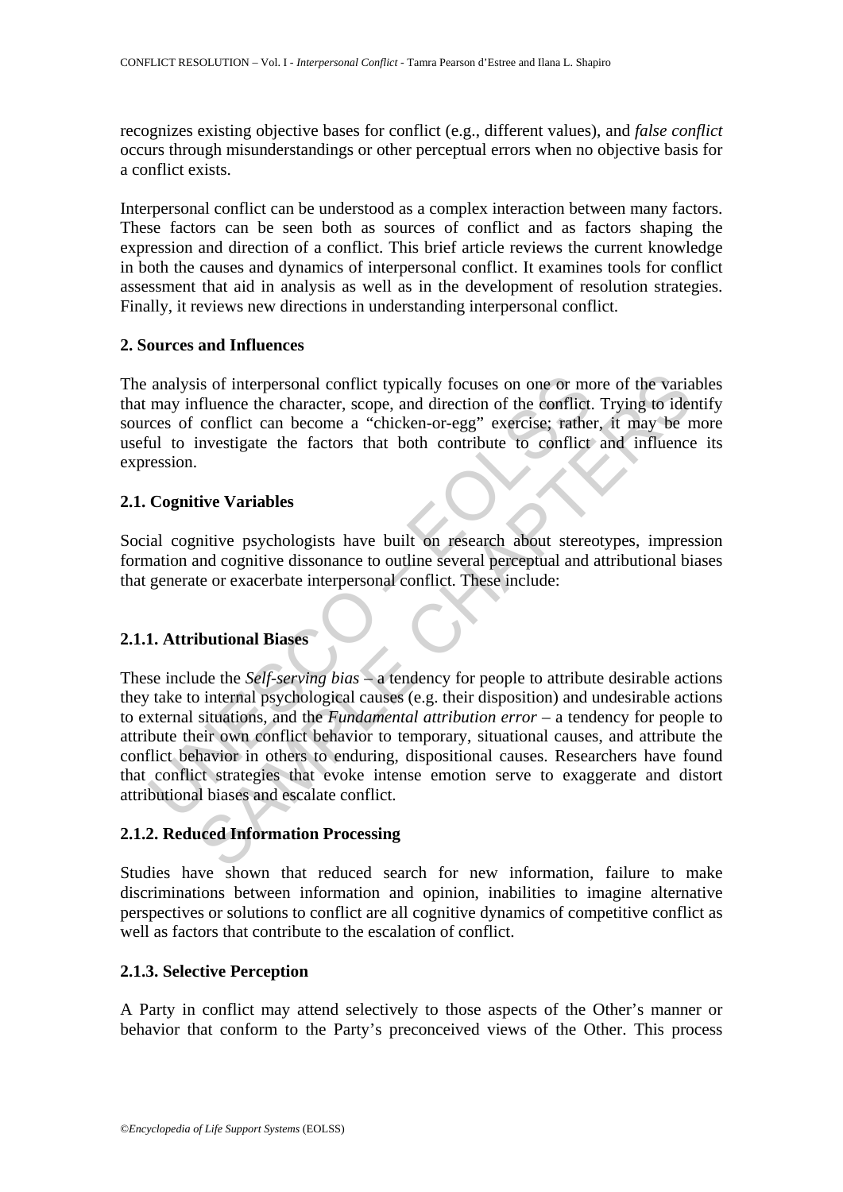recognizes existing objective bases for conflict (e.g., different values), and *false conflict* occurs through misunderstandings or other perceptual errors when no objective basis for a conflict exists.

Interpersonal conflict can be understood as a complex interaction between many factors. These factors can be seen both as sources of conflict and as factors shaping the expression and direction of a conflict. This brief article reviews the current knowledge in both the causes and dynamics of interpersonal conflict. It examines tools for conflict assessment that aid in analysis as well as in the development of resolution strategies. Finally, it reviews new directions in understanding interpersonal conflict.

## 2. Sources and Influences

The analysis of interpersonal conflict typically focuses on one or more of the variables that may influence the character, scope, and direction of the conflict. Trying to identify sources of conflict can become a "chicken-or-egg" exercise; rather, it may be more useful to investigate the factors that both contribute to conflict and influence its expression.

### 2.1. Cognitive Variables

Social cognitive psychologists have built on research about stereotypes, impression formation and cognitive dissonance to outline several perceptual and attributional biases that generate or exacerbate interpersonal conflict. These include:

#### 2.1.1. Attributional Biases

These include the *Self-serving bias* – a tendency for people to attribute desirable actions they take to internal psychological causes (e.g. their disposition) and undesirable actions to external situations, and the *Fundamental attribution error* – a tendency for people to attribute their own conflict behavior to temporary, situational causes, and attribute the conflict behavior in others to enduring, dispositional causes. Researchers have found that conflict strategies that evoke intense emotion serve to exaggerate and distort attributional biases and escalate conflict.

#### 2.1.2. Reduced Information Processing

Studies have shown that reduced search for new information, failure to make discriminations between information and opinion, inabilities to imagine alternative perspectives or solutions to conflict are all cognitive dynamics of competitive conflict as well as factors that contribute to the escalation of conflict.

#### 2.1.3. Selective Perception

A Party in conflict may attend selectively to those aspects of the Other's manner or behavior that conform to the Party's preconceived views of the Other. This process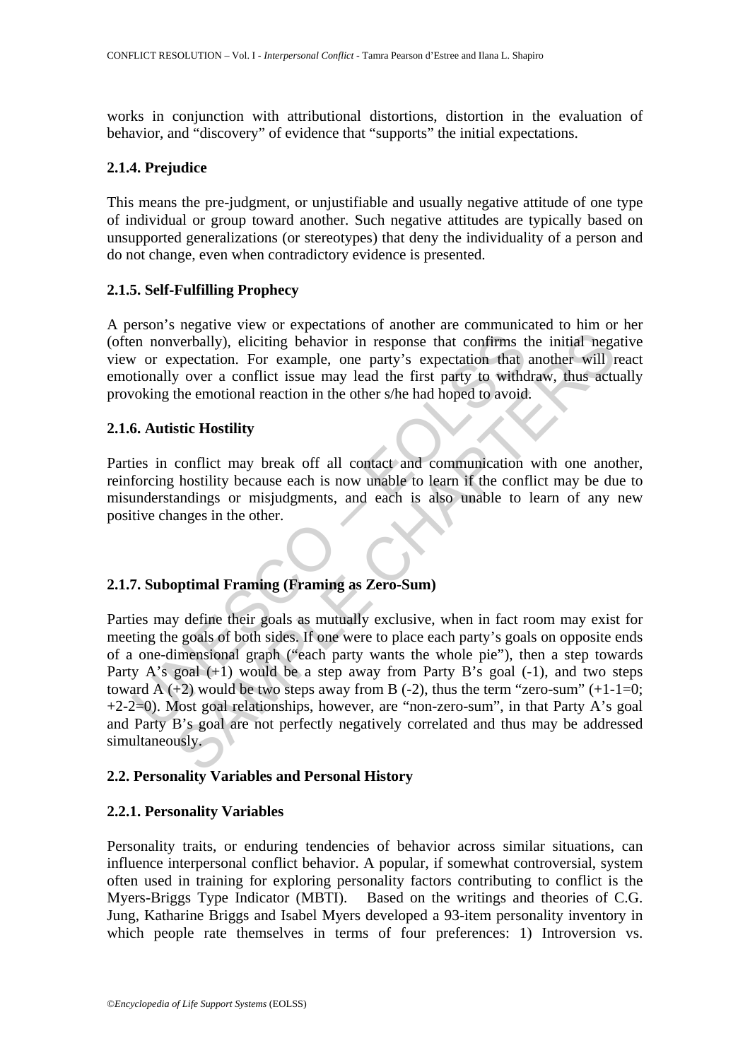works in conjunction with attributional distortions, distortion in the evaluation of behavior, and "discovery" of evidence that "supports" the initial expectations.

### 2.1.4. Prejudice

This means the pre-judgment, or unjustifiable and usually negative attitude of one type of individual or group toward another. Such negative attitudes are typically based on unsupported generalizations (or stereotypes) that deny the individuality of a person and do not change, even when contradictory evidence is presented.

### 2.1.5. Self-Fulfilling Prophecy

A person's negative view or expectations of another are communicated to him or her (often nonverbally), eliciting behavior in response that confirms the initial negative view or expectation. For example, one party's expectation that another will react emotionally over a conflict issue may lead the first party to withdraw, thus actually provoking the emotional reaction in the other s/he had hoped to avoid.

### 2.1.6. Autistic Hostility

Parties in conflict may break off all contact and communication with one another, reinforcing hostility because each is now unable to learn if the conflict may be due to misunderstandings or misjudgments, and each is also unable to learn of any new positive changes in the other.

### 2.1.7. Suboptimal Framing (Framing as Zero-Sum)

Parties may define their goals as mutually exclusive, when in fact room may exist for meeting the goals of both sides. If one were to place each party's goals on opposite ends of a one-dimensional graph ("each party wants the whole pie"), then a step towards Party A's goal (+1) would be a step away from Party B's goal (-1), and two steps toward A (+2) would be two steps away from B (-2), thus the term "zero-sum" (+1-1=0; +2-2=0). Most goal relationships, however, are "non-zero-sum", in that Party A's goal and Party B's goal are not perfectly negatively correlated and thus may be addressed simultaneously.

## 2.2. Personality Variables and Personal History

### 2.2.1. Personality Variables

Personality traits, or enduring tendencies of behavior across similar situations, can influence interpersonal conflict behavior. A popular, if somewhat controversial, system often used in training for exploring personality factors contributing to conflict is the Myers-Briggs Type Indicator (MBTI). Based on the writings and theories of C.G. Jung, Katharine Briggs and Isabel Myers developed a 93-item personality inventory in which people rate themselves in terms of four preferences: 1) Introversion vs.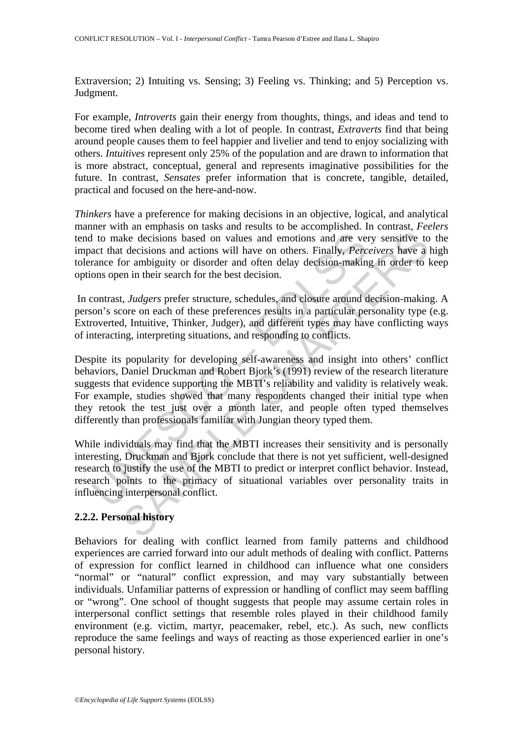Extraversion; 2) Intuiting vs. Sensing; 3) Feeling vs. Thinking; and 5) Perception vs. Judgment.

For example, *Introverts* gain their energy from thoughts, things, and ideas and tend to become tired when dealing with a lot of people. In contrast, *Extraverts* find that being around people causes them to feel happier and livelier and tend to enjoy socializing with others. *Intuitives* represent only 25% of the population and are drawn to information that is more abstract, conceptual, general and represents imaginative possibilities for the future. In contrast, *Sensates* prefer information that is concrete, tangible, detailed, practical and focused on the here-and-now.

*Thinkers* have a preference for making decisions in an objective, logical, and analytical manner with an emphasis on tasks and results to be accomplished. In contrast, *Feelers* tend to make decisions based on values and emotions and are very sensitive to the impact that decisions and actions will have on others. Finally, *Perceivers* have a high tolerance for ambiguity or disorder and often delay decision-making in order to keep options open in their search for the best decision.

In contrast, *Judgers* prefer structure, schedules, and closure around decision-making. A person's score on each of these preferences results in a particular personality type (e.g. Extroverted, Intuitive, Thinker, Judger), and different types may have conflicting ways of interacting, interpreting situations, and responding to conflicts.

Despite its popularity for developing self-awareness and insight into others' conflict behaviors, Daniel Druckman and Robert Bjork's (1991) review of the research literature suggests that evidence supporting the MBTI's reliability and validity is relatively weak. For example, studies showed that many respondents changed their initial type when they retook the test just over a month later, and people often typed themselves differently than professionals familiar with Jungian theory typed them.

While individuals may find that the MBTI increases their sensitivity and is personally interesting, Druckman and Bjork conclude that there is not yet sufficient, well-designed research to justify the use of the MBTI to predict or interpret conflict behavior. Instead, research points to the primacy of situational variables over personality traits in influencing interpersonal conflict.

### 2.2.2. Personal history

Behaviors for dealing with conflict learned from family patterns and childhood experiences are carried forward into our adult methods of dealing with conflict. Patterns of expression for conflict learned in childhood can influence what one considers "normal" or "natural" conflict expression, and may vary substantially between individuals. Unfamiliar patterns of expression or handling of conflict may seem baffling or "wrong". One school of thought suggests that people may assume certain roles in interpersonal conflict settings that resemble roles played in their childhood family environment (e.g. victim, martyr, peacemaker, rebel, etc.). As such, new conflicts reproduce the same feelings and ways of reacting as those experienced earlier in one's personal history.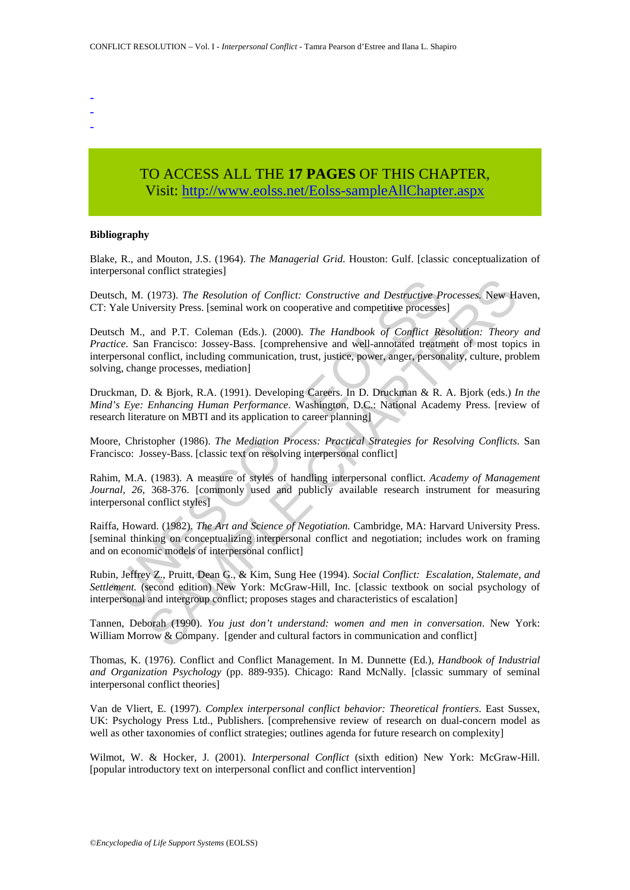-
-
-

TO ACCESS ALL THE **17 PAGES** OF THIS CHAPTER,
Visit: http://www.eolss.net/Eolss-sampleAllChapter.aspx

**Bibliography**

Blake, R., and Mouton, J.S. (1964). *The Managerial Grid.* Houston: Gulf. [classic conceptualization of interpersonal conflict strategies]

Deutsch, M. (1973). *The Resolution of Conflict: Constructive and Destructive Processes.* New Haven, CT: Yale University Press. [seminal work on cooperative and competitive processes]

Deutsch M., and P.T. Coleman (Eds.). (2000). *The Handbook of Conflict Resolution: Theory and Practice.* San Francisco: Jossey-Bass. [comprehensive and well-annotated treatment of most topics in interpersonal conflict, including communication, trust, justice, power, anger, personality, culture, problem solving, change processes, mediation]

Druckman, D. & Bjork, R.A. (1991). Developing Careers. In D. Druckman & R. A. Bjork (eds.) *In the Mind's Eye: Enhancing Human Performance*. Washington, D.C.: National Academy Press. [review of research literature on MBTI and its application to career planning]

Moore, Christopher (1986). *The Mediation Process: Practical Strategies for Resolving Conflicts.* San Francisco: Jossey-Bass. [classic text on resolving interpersonal conflict]

Rahim, M.A. (1983). A measure of styles of handling interpersonal conflict. *Academy of Management Journal, 26*, 368-376. [commonly used and publicly available research instrument for measuring interpersonal conflict styles]

Raiffa, Howard. (1982). *The Art and Science of Negotiation.* Cambridge, MA: Harvard University Press. [seminal thinking on conceptualizing interpersonal conflict and negotiation; includes work on framing and on economic models of interpersonal conflict]

Rubin, Jeffrey Z., Pruitt, Dean G., & Kim, Sung Hee (1994). *Social Conflict: Escalation, Stalemate, and Settlement.* (second edition) New York: McGraw-Hill, Inc. [classic textbook on social psychology of interpersonal and intergroup conflict; proposes stages and characteristics of escalation]

Tannen, Deborah (1990). *You just don't understand: women and men in conversation*. New York: William Morrow & Company. [gender and cultural factors in communication and conflict]

Thomas, K. (1976). Conflict and Conflict Management. In M. Dunnette (Ed.), *Handbook of Industrial and Organization Psychology* (pp. 889-935). Chicago: Rand McNally. [classic summary of seminal interpersonal conflict theories]

Van de Vliert, E. (1997). *Complex interpersonal conflict behavior: Theoretical frontiers.* East Sussex, UK: Psychology Press Ltd., Publishers. [comprehensive review of research on dual-concern model as well as other taxonomies of conflict strategies; outlines agenda for future research on complexity]

Wilmot, W. & Hocker, J. (2001). *Interpersonal Conflict* (sixth edition) New York: McGraw-Hill. [popular introductory text on interpersonal conflict and conflict intervention]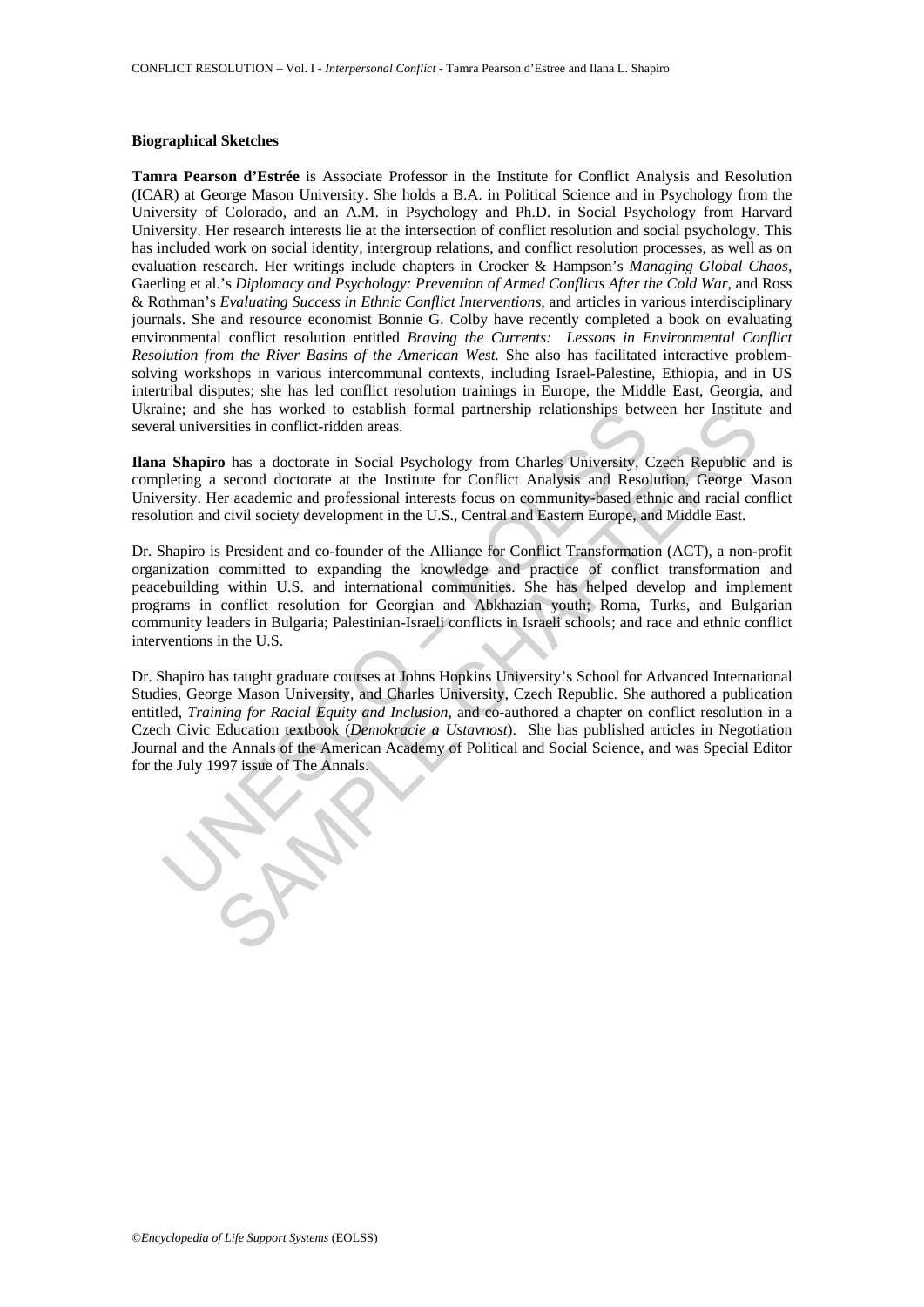**Biographical Sketches**

**Tamra Pearson d'Estrée** is Associate Professor in the Institute for Conflict Analysis and Resolution (ICAR) at George Mason University. She holds a B.A. in Political Science and in Psychology from the University of Colorado, and an A.M. in Psychology and Ph.D. in Social Psychology from Harvard University. Her research interests lie at the intersection of conflict resolution and social psychology. This has included work on social identity, intergroup relations, and conflict resolution processes, as well as on evaluation research. Her writings include chapters in Crocker & Hampson's *Managing Global Chaos*, Gaerling et al.'s *Diplomacy and Psychology: Prevention of Armed Conflicts After the Cold War*, and Ross & Rothman's *Evaluating Success in Ethnic Conflict Interventions*, and articles in various interdisciplinary journals. She and resource economist Bonnie G. Colby have recently completed a book on evaluating environmental conflict resolution entitled *Braving the Currents: Lessons in Environmental Conflict Resolution from the River Basins of the American West.* She also has facilitated interactive problem-solving workshops in various intercommunal contexts, including Israel-Palestine, Ethiopia, and in US intertribal disputes; she has led conflict resolution trainings in Europe, the Middle East, Georgia, and Ukraine; and she has worked to establish formal partnership relationships between her Institute and several universities in conflict-ridden areas.

**Ilana Shapiro** has a doctorate in Social Psychology from Charles University, Czech Republic and is completing a second doctorate at the Institute for Conflict Analysis and Resolution, George Mason University. Her academic and professional interests focus on community-based ethnic and racial conflict resolution and civil society development in the U.S., Central and Eastern Europe, and Middle East.

Dr. Shapiro is President and co-founder of the Alliance for Conflict Transformation (ACT), a non-profit organization committed to expanding the knowledge and practice of conflict transformation and peacebuilding within U.S. and international communities. She has helped develop and implement programs in conflict resolution for Georgian and Abkhazian youth; Roma, Turks, and Bulgarian community leaders in Bulgaria; Palestinian-Israeli conflicts in Israeli schools; and race and ethnic conflict interventions in the U.S.

Dr. Shapiro has taught graduate courses at Johns Hopkins University's School for Advanced International Studies, George Mason University, and Charles University, Czech Republic. She authored a publication entitled, *Training for Racial Equity and Inclusion*, and co-authored a chapter on conflict resolution in a Czech Civic Education textbook (*Demokracie a Ustavnost*). She has published articles in Negotiation Journal and the Annals of the American Academy of Political and Social Science, and was Special Editor for the July 1997 issue of The Annals.